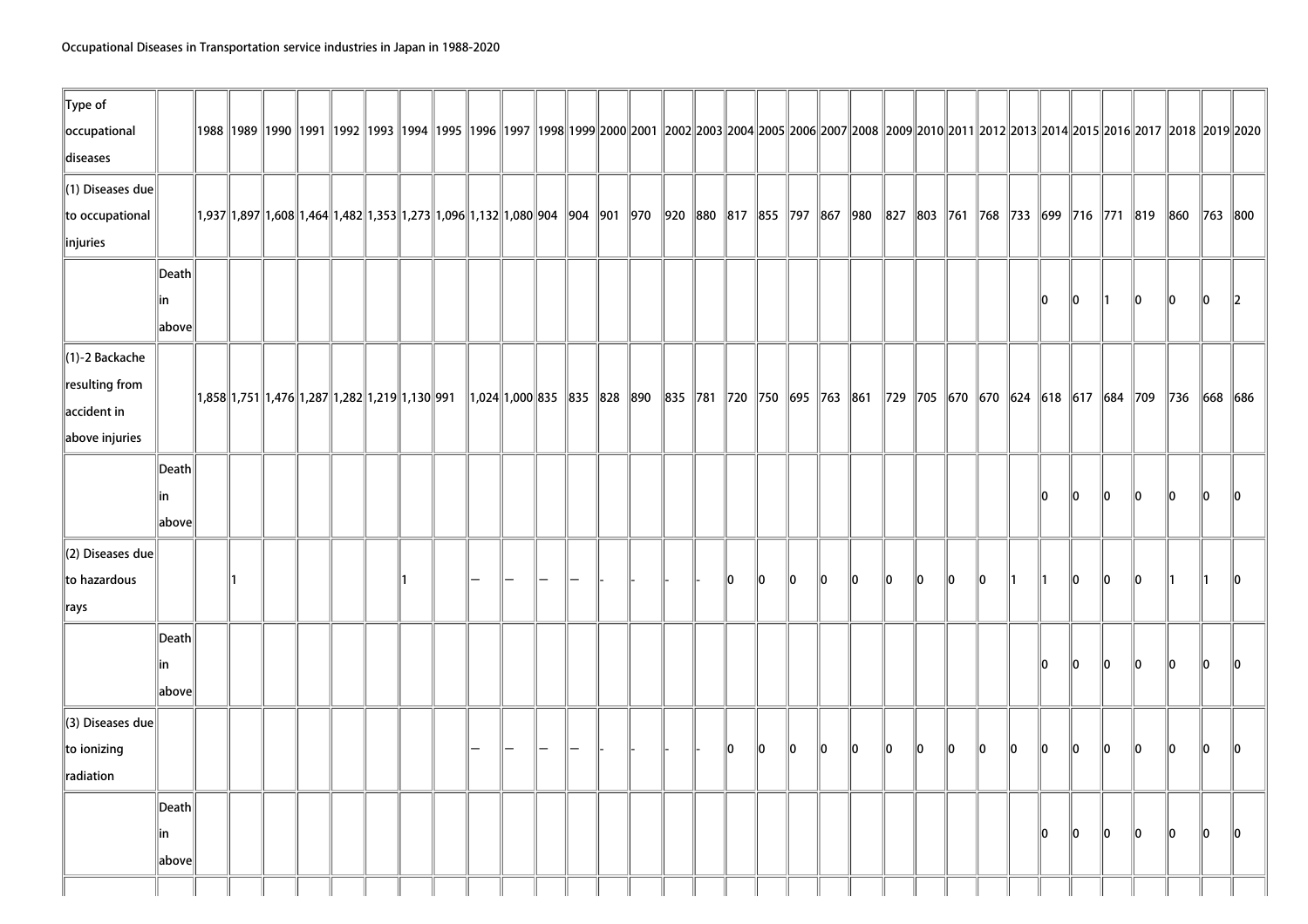Occupational Diseases in Transportation service industries in Japan in 1988-2020

| Type of occupational diseases | | 1988 | 1989 | 1990 | 1991 | 1992 | 1993 | 1994 | 1995 | 1996 | 1997 | 1998 | 1999 | 2000 | 2001 | 2002 | 2003 | 2004 | 2005 | 2006 | 2007 | 2008 | 2009 | 2010 | 2011 | 2012 | 2013 | 2014 | 2015 | 2016 | 2017 | 2018 | 2019 | 2020 |
|---|---|---|---|---|---|---|---|---|---|---|---|---|---|---|---|---|---|---|---|---|---|---|---|---|---|---|---|---|---|---|---|---|---|---|
| (1) Diseases due to occupational injuries | | 1,937 | 1,897 | 1,608 | 1,464 | 1,482 | 1,353 | 1,273 | 1,096 | 1,132 | 1,080 | 904 | 904 | 901 | 970 | 920 | 880 | 817 | 855 | 797 | 867 | 980 | 827 | 803 | 761 | 768 | 733 | 699 | 716 | 771 | 819 | 860 | 763 | 800 |
| | Death in above | | | | | | | | | | | | | | | | | | | | | | | | | | | 0 | 0 | 1 | 0 | 0 | 0 | 2 |
| (1)-2 Backache resulting from accident in above injuries | | 1,858 | 1,751 | 1,476 | 1,287 | 1,282 | 1,219 | 1,130 | 991 | 1,024 | 1,000 | 835 | 835 | 828 | 890 | 835 | 781 | 720 | 750 | 695 | 763 | 861 | 729 | 705 | 670 | 670 | 624 | 618 | 617 | 684 | 709 | 736 | 668 | 686 |
| | Death in above | | | | | | | | | | | | | | | | | | | | | | | | | | | 0 | 0 | 0 | 0 | 0 | 0 | 0 |
| (2) Diseases due to hazardous rays | | | 1 | | | | | 1 | | — | — | — | — | - | - | - | - | 0 | 0 | 0 | 0 | 0 | 0 | 0 | 0 | 0 | 1 | 1 | 0 | 0 | 0 | 1 | 1 | 0 |
| | Death in above | | | | | | | | | | | | | | | | | | | | | | | | | | | 0 | 0 | 0 | 0 | 0 | 0 | 0 |
| (3) Diseases due to ionizing radiation | | | | | | | | | | — | — | — | — | - | - | - | - | 0 | 0 | 0 | 0 | 0 | 0 | 0 | 0 | 0 | 0 | 0 | 0 | 0 | 0 | 0 | 0 | 0 |
| | Death in above | | | | | | | | | | | | | | | | | | | | | | | | | | | 0 | 0 | 0 | 0 | 0 | 0 | 0 |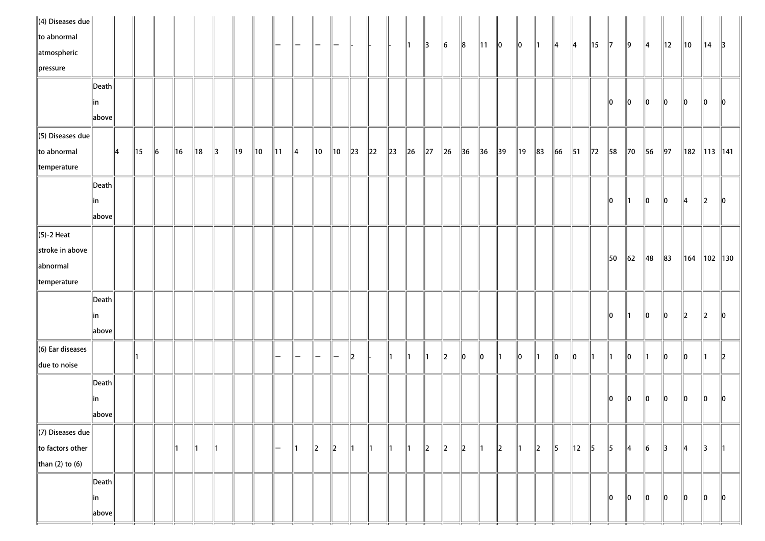| | | | | | | | | | | | | | | | | | | | | | | | | | | | | | | | | | | |
|---|---|---|---|---|---|---|---|---|---|---|---|---|---|---|---|---|---|---|---|---|---|---|---|---|---|---|---|---|---|---|---|---|---|---|
| (4) Diseases due to abnormal atmospheric pressure | | | | | | | | | — | — | — | — | - | - | - | 1 | 3 | 6 | 8 | 11 | 0 | 0 | 1 | 4 | 4 | 15 | 7 | 9 | 4 | 12 | 10 | 14 | 3 |
| | Death in above | | | | | | | | | | | | | | | | | | | | | | | | | | 0 | 0 | 0 | 0 | 0 | 0 | 0 |
| (5) Diseases due to abnormal temperature | | 4 | 15 | 6 | 16 | 18 | 3 | 19 | 10 | 11 | 4 | 10 | 10 | 23 | 22 | 23 | 26 | 27 | 26 | 36 | 36 | 39 | 19 | 83 | 66 | 51 | 72 | 58 | 70 | 56 | 97 | 182 | 113 | 141 |
| | Death in above | | | | | | | | | | | | | | | | | | | | | | | | | | | 0 | 1 | 0 | 0 | 4 | 2 | 0 |
| (5)-2 Heat stroke in above abnormal temperature | | | | | | | | | | | | | | | | | | | | | | | | | | | | 50 | 62 | 48 | 83 | 164 | 102 | 130 |
| | Death in above | | | | | | | | | | | | | | | | | | | | | | | | | | | 0 | 1 | 0 | 0 | 2 | 2 | 0 |
| (6) Ear diseases due to noise | | | 1 | | | | | | | — | — | — | — | 2 | - | 1 | 1 | 1 | 2 | 0 | 0 | 1 | 0 | 1 | 0 | 0 | 1 | 1 | 0 | 1 | 0 | 0 | 1 | 2 |
| | Death in above | | | | | | | | | | | | | | | | | | | | | | | | | | | 0 | 0 | 0 | 0 | 0 | 0 | 0 |
| (7) Diseases due to factors other than (2) to (6) | | | | | 1 | 1 | 1 | | | — | 1 | 2 | 2 | 1 | 1 | 1 | 1 | 2 | 2 | 2 | 1 | 2 | 1 | 2 | 5 | 12 | 5 | 5 | 4 | 6 | 3 | 4 | 3 | 1 |
| | Death in above | | | | | | | | | | | | | | | | | | | | | | | | | | | 0 | 0 | 0 | 0 | 0 | 0 | 0 |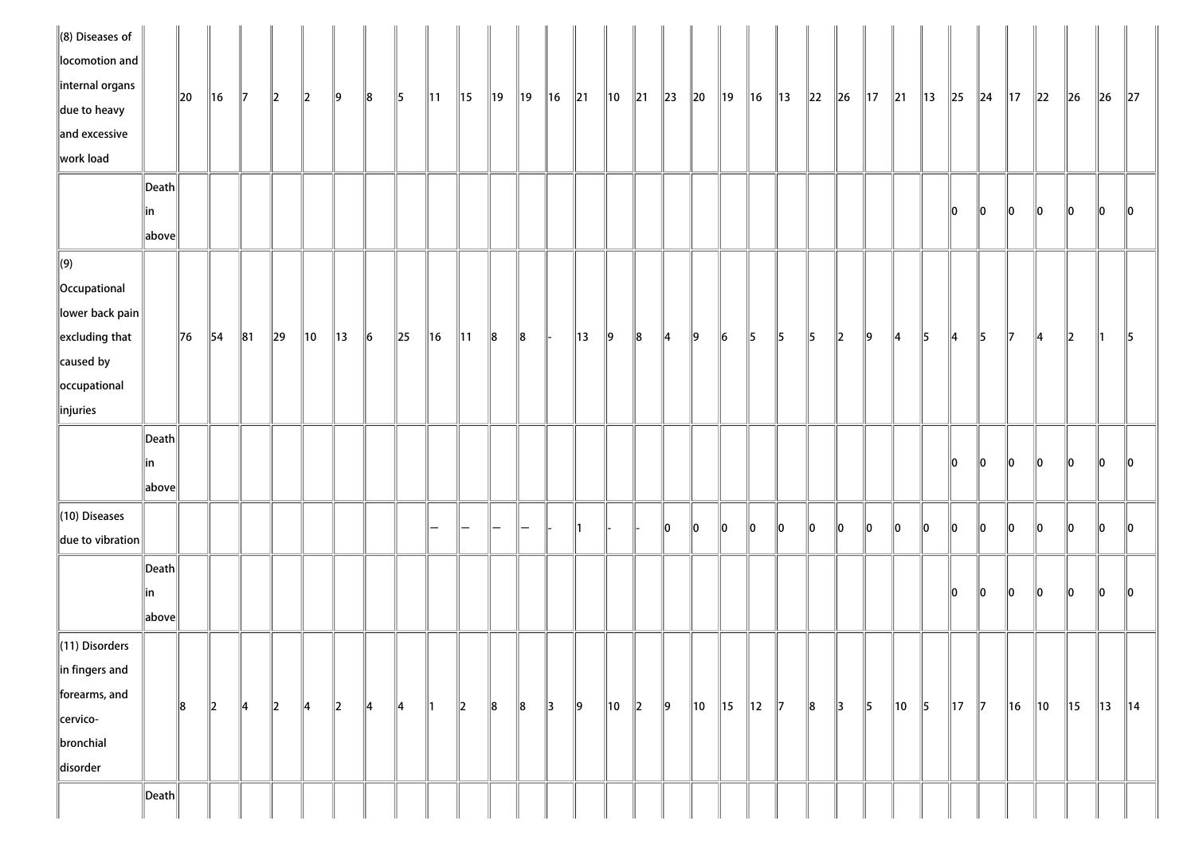| | | | | | | | | | | | | | | | | | | | | | | | | | | | | | | | | | | |
|---|---|---|---|---|---|---|---|---|---|---|---|---|---|---|---|---|---|---|---|---|---|---|---|---|---|---|---|---|---|---|---|---|---|---|
| (8) Diseases of locomotion and internal organs due to heavy and excessive work load | | 20 | 16 | 7 | 2 | 2 | 9 | 8 | 5 | 11 | 15 | 19 | 19 | 16 | 21 | 10 | 21 | 23 | 20 | 19 | 16 | 13 | 22 | 26 | 17 | 21 | 13 | 25 | 24 | 17 | 22 | 26 | 26 | 27 |
| | Death in above | | | | | | | | | | | | | | | | | | | | | | | | | | | 0 | 0 | 0 | 0 | 0 | 0 | 0 |
| (9) Occupational lower back pain excluding that caused by occupational injuries | | 76 | 54 | 81 | 29 | 10 | 13 | 6 | 25 | 16 | 11 | 8 | 8 | - | 13 | 9 | 8 | 4 | 9 | 6 | 5 | 5 | 5 | 2 | 9 | 4 | 5 | 4 | 5 | 7 | 4 | 2 | 1 | 5 |
| | Death in above | | | | | | | | | | | | | | | | | | | | | | | | | | | 0 | 0 | 0 | 0 | 0 | 0 | 0 |
| (10) Diseases due to vibration | | | | | | | | | | — | — | — | — | - | 1 | - | - | 0 | 0 | 0 | 0 | 0 | 0 | 0 | 0 | 0 | 0 | 0 | 0 | 0 | 0 | 0 | 0 | 0 |
| | Death in above | | | | | | | | | | | | | | | | | | | | | | | | | | | 0 | 0 | 0 | 0 | 0 | 0 | 0 |
| (11) Disorders in fingers and forearms, and cervico-bronchial disorder | | 8 | 2 | 4 | 2 | 4 | 2 | 4 | 4 | 1 | 2 | 8 | 8 | 3 | 9 | 10 | 2 | 9 | 10 | 15 | 12 | 7 | 8 | 3 | 5 | 10 | 5 | 17 | 7 | 16 | 10 | 15 | 13 | 14 |
| | Death | | | | | | | | | | | | | | | | | | | | | | | | | | | | | | | | | |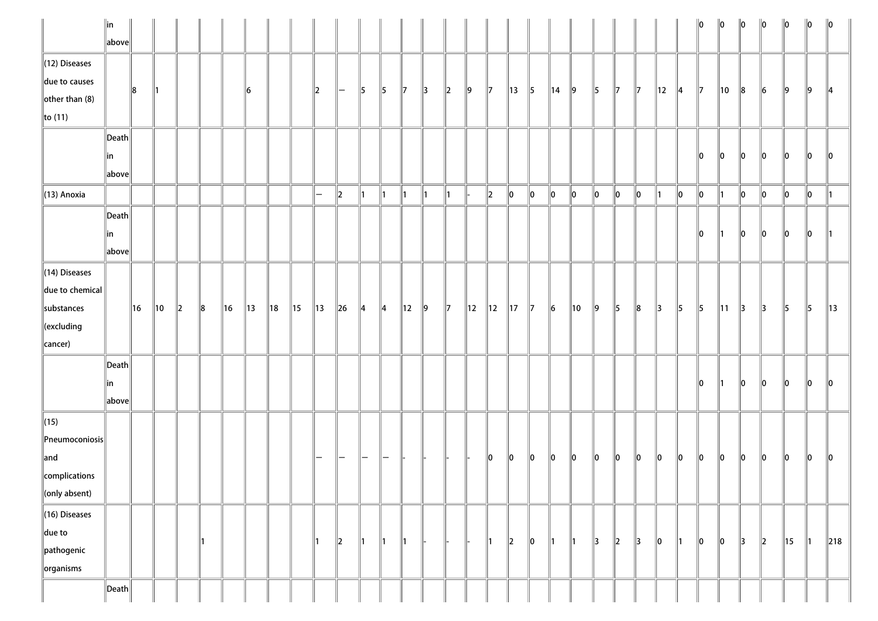| | | | | | | | | | | | | | | | | | | | | | | | | | | | | | | | | | | |
|---|---|---|---|---|---|---|---|---|---|---|---|---|---|---|---|---|---|---|---|---|---|---|---|---|---|---|---|---|---|---|---|---|---|---|
| | in above | | | | | | | | | | | | | | | | | | | | | | | | | | 0 | 0 | 0 | 0 | 0 | 0 | 0 |
| (12) Diseases due to causes other than (8) to (11) | | 8 | 1 | | | | 6 | | | 2 | — | 5 | 5 | 7 | 3 | 2 | 9 | 7 | 13 | 5 | 14 | 9 | 5 | 7 | 7 | 12 | 4 | 7 | 10 | 8 | 6 | 9 | 9 | 4 |
| | Death in above | | | | | | | | | | | | | | | | | | | | | | | | | | | 0 | 0 | 0 | 0 | 0 | 0 | 0 |
| (13) Anoxia | | | | | | | | | | — | 2 | 1 | 1 | 1 | 1 | 1 | - | 2 | 0 | 0 | 0 | 0 | 0 | 0 | 0 | 1 | 0 | 0 | 1 | 0 | 0 | 0 | 0 | 1 |
| | Death in above | | | | | | | | | | | | | | | | | | | | | | | | | | | 0 | 1 | 0 | 0 | 0 | 0 | 1 |
| (14) Diseases due to chemical substances (excluding cancer) | | 16 | 10 | 2 | 8 | 16 | 13 | 18 | 15 | 13 | 26 | 4 | 4 | 12 | 9 | 7 | 12 | 12 | 17 | 7 | 6 | 10 | 9 | 5 | 8 | 3 | 5 | 5 | 11 | 3 | 3 | 5 | 5 | 13 |
| | Death in above | | | | | | | | | | | | | | | | | | | | | | | | | | | 0 | 1 | 0 | 0 | 0 | 0 | 0 |
| (15) Pneumoconiosis and complications (only absent) | | | | | | | | | | — | — | — | — | - | - | - | - | 0 | 0 | 0 | 0 | 0 | 0 | 0 | 0 | 0 | 0 | 0 | 0 | 0 | 0 | 0 | 0 | 0 |
| (16) Diseases due to pathogenic organisms | | | | | 1 | | | | | 1 | 2 | 1 | 1 | 1 | - | - | - | 1 | 2 | 0 | 1 | 1 | 3 | 2 | 3 | 0 | 1 | 0 | 0 | 3 | 2 | 15 | 1 | 218 |
| | Death | | | | | | | | | | | | | | | | | | | | | | | | | | | | | | | | | |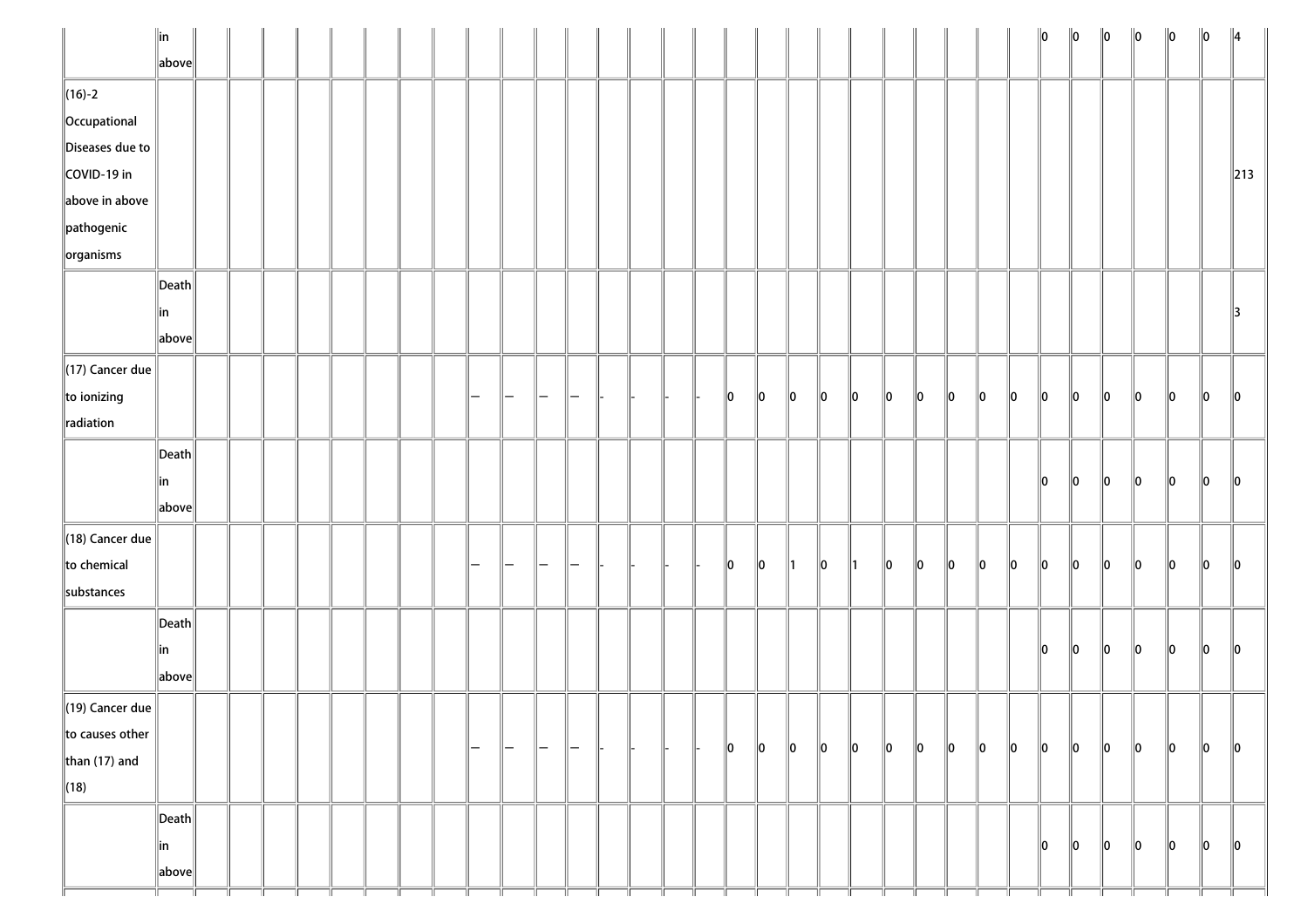| | | | | | | | | | | | | | | | | | | | | | | | | | | | | | | | | | | |
|---|---|---|---|---|---|---|---|---|---|---|---|---|---|---|---|---|---|---|---|---|---|---|---|---|---|---|---|---|---|---|---|---|---|---|
| | in above | | | | | | | | | | | | | | | | | | | | | | | | | | | 0 | 0 | 0 | 0 | 0 | 0 | 4 |
| (16)-2 Occupational Diseases due to COVID-19 in above in above pathogenic organisms | | | | | | | | | | | | | | | | | | | | | | | | | | | | | | | | | | 213 |
| | Death in above | | | | | | | | | | | | | | | | | | | | | | | | | | | | | | | | | 3 |
| (17) Cancer due to ionizing radiation | | | | | | | | | | — | — | — | — | - | - | - | - | 0 | 0 | 0 | 0 | 0 | 0 | 0 | 0 | 0 | 0 | 0 | 0 | 0 | 0 | 0 | 0 | 0 |
| | Death in above | | | | | | | | | | | | | | | | | | | | | | | | | | | 0 | 0 | 0 | 0 | 0 | 0 | 0 |
| (18) Cancer due to chemical substances | | | | | | | | | | — | — | — | — | - | - | - | - | 0 | 0 | 1 | 0 | 1 | 0 | 0 | 0 | 0 | 0 | 0 | 0 | 0 | 0 | 0 | 0 | 0 |
| | Death in above | | | | | | | | | | | | | | | | | | | | | | | | | | | 0 | 0 | 0 | 0 | 0 | 0 | 0 |
| (19) Cancer due to causes other than (17) and (18) | | | | | | | | | | — | — | — | — | - | - | - | - | 0 | 0 | 0 | 0 | 0 | 0 | 0 | 0 | 0 | 0 | 0 | 0 | 0 | 0 | 0 | 0 | 0 |
| | Death in above | | | | | | | | | | | | | | | | | | | | | | | | | | | 0 | 0 | 0 | 0 | 0 | 0 | 0 |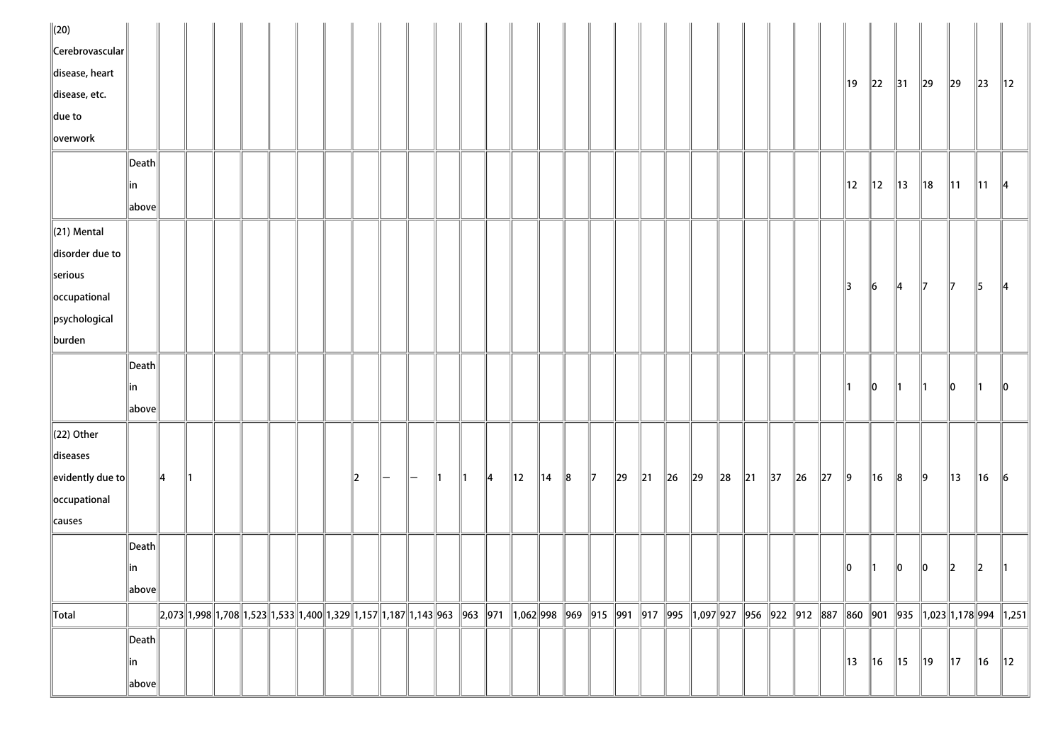| | | | | | | | | | | | | | | | | | | | | | | | | | | | | | | | | | | |
|---|---|---|---|---|---|---|---|---|---|---|---|---|---|---|---|---|---|---|---|---|---|---|---|---|---|---|---|---|---|---|---|---|---|---|
| (20) Cerebrovascular disease, heart disease, etc. due to overwork | | | | | | | | | | | | | | | | | | | | | | | | | | | | 19 | 22 | 31 | 29 | 29 | 23 | 12 |
| | Death in above | | | | | | | | | | | | | | | | | | | | | | | | | | | 12 | 12 | 13 | 18 | 11 | 11 | 4 |
| (21) Mental disorder due to serious occupational psychological burden | | | | | | | | | | | | | | | | | | | | | | | | | | | | 3 | 6 | 4 | 7 | 7 | 5 | 4 |
| | Death in above | | | | | | | | | | | | | | | | | | | | | | | | | | | 1 | 0 | 1 | 1 | 0 | 1 | 0 |
| (22) Other diseases evidently due to occupational causes | | 4 | 1 | | | | | | 2 | — | — | 1 | 1 | 4 | 12 | 14 | 8 | 7 | 29 | 21 | 26 | 29 | 28 | 21 | 37 | 26 | 27 | 9 | 16 | 8 | 9 | 13 | 16 | 6 |
| | Death in above | | | | | | | | | | | | | | | | | | | | | | | | | | | 0 | 1 | 0 | 0 | 2 | 2 | 1 |
| Total | | 2,073 | 1,998 | 1,708 | 1,523 | 1,533 | 1,400 | 1,329 | 1,157 | 1,187 | 1,143 | 963 | 963 | 971 | 1,062 | 998 | 969 | 915 | 991 | 917 | 995 | 1,097 | 927 | 956 | 922 | 912 | 887 | 860 | 901 | 935 | 1,023 | 1,178 | 994 | 1,251 |
| | Death in above | | | | | | | | | | | | | | | | | | | | | | | | | | | 13 | 16 | 15 | 19 | 17 | 16 | 12 |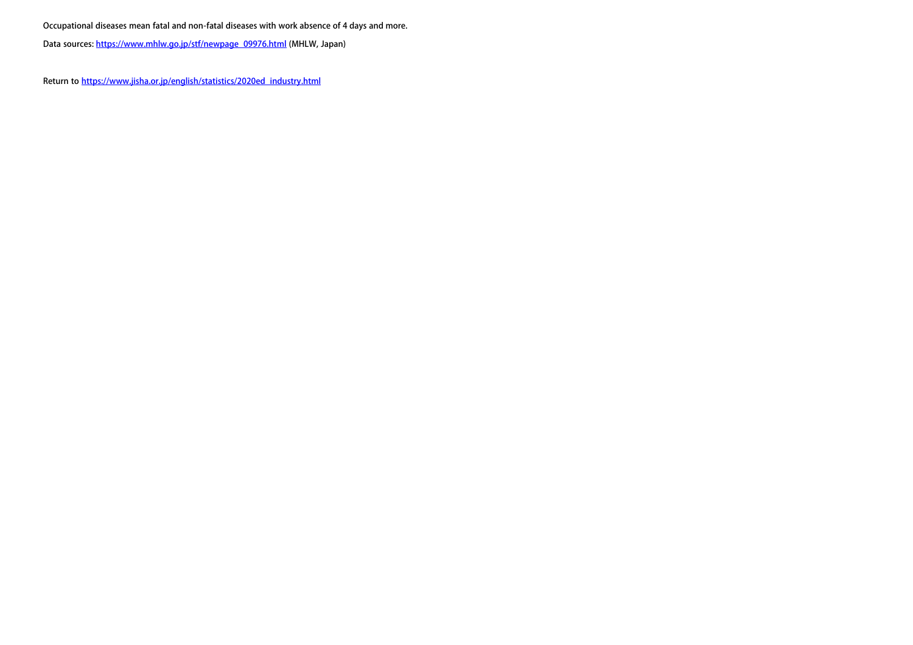Occupational diseases mean fatal and non-fatal diseases with work absence of 4 days and more.

Data sources: https://www.mhlw.go.jp/stf/newpage_09976.html (MHLW, Japan)

Return to https://www.jisha.or.jp/english/statistics/2020ed_industry.html